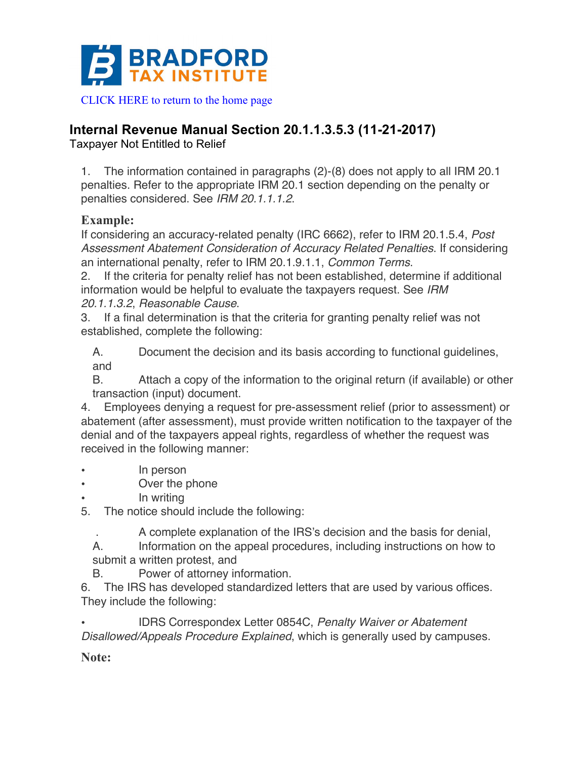BRADFORD TAX INSTITUTE

CLICK HERE to return to the home page

## Internal Revenue Manual Section 20.1.1.3.5.3 (11-21-2017)

Taxpayer Not Entitled to Relief

1. The information contained in paragraphs (2)-(8) does not apply to all IRM 20.1 penalties. Refer to the appropriate IRM 20.1 section depending on the penalty or penalties considered. See *IRM 20.1.1.1.2*.

**Example:**

If considering an accuracy-related penalty (IRC 6662), refer to IRM 20.1.5.4, *Post Assessment Abatement Consideration of Accuracy Related Penalties*. If considering an international penalty, refer to IRM 20.1.9.1.1, *Common Terms*.

2. If the criteria for penalty relief has not been established, determine if additional information would be helpful to evaluate the taxpayers request. See *IRM 20.1.1.3.2*, *Reasonable Cause*.

3. If a final determination is that the criteria for granting penalty relief was not established, complete the following:

   A. Document the decision and its basis according to functional guidelines, and

   B. Attach a copy of the information to the original return (if available) or other transaction (input) document.

4. Employees denying a request for pre-assessment relief (prior to assessment) or abatement (after assessment), must provide written notification to the taxpayer of the denial and of the taxpayers appeal rights, regardless of whether the request was received in the following manner:

- In person
- Over the phone
- In writing

5. The notice should include the following:

   . A complete explanation of the IRS's decision and the basis for denial,

   A. Information on the appeal procedures, including instructions on how to submit a written protest, and

   B. Power of attorney information.

6. The IRS has developed standardized letters that are used by various offices. They include the following:

- IDRS Correspondex Letter 0854C, *Penalty Waiver or Abatement Disallowed/Appeals Procedure Explained*, which is generally used by campuses.

**Note:**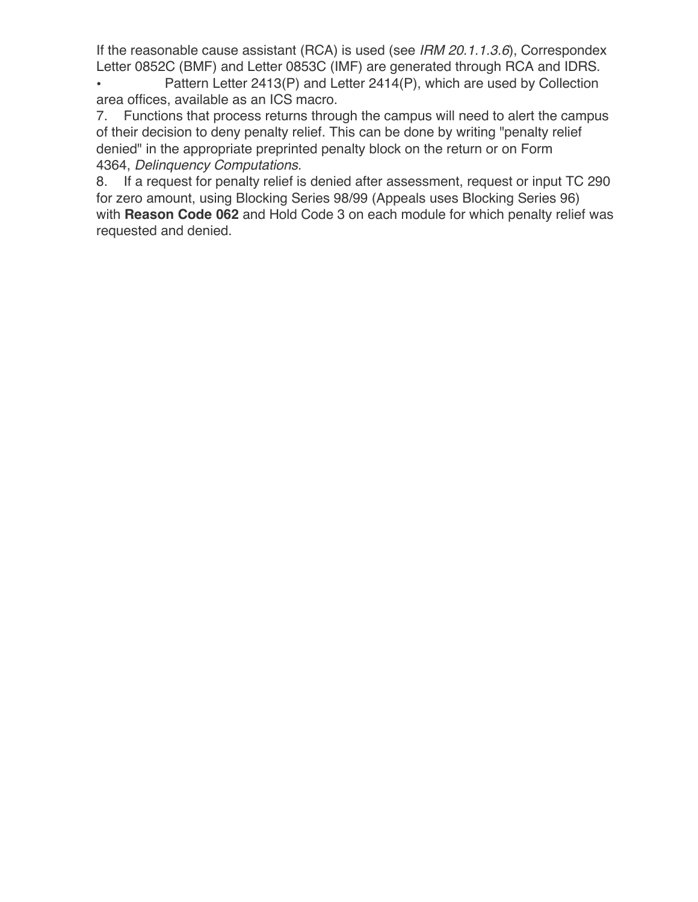If the reasonable cause assistant (RCA) is used (see *IRM 20.1.1.3.6*), Correspondex Letter 0852C (BMF) and Letter 0853C (IMF) are generated through RCA and IDRS.

- Pattern Letter 2413(P) and Letter 2414(P), which are used by Collection area offices, available as an ICS macro.

7. Functions that process returns through the campus will need to alert the campus of their decision to deny penalty relief. This can be done by writing "penalty relief denied" in the appropriate preprinted penalty block on the return or on Form 4364, *Delinquency Computations*.
8. If a request for penalty relief is denied after assessment, request or input TC 290 for zero amount, using Blocking Series 98/99 (Appeals uses Blocking Series 96) with **Reason Code 062** and Hold Code 3 on each module for which penalty relief was requested and denied.